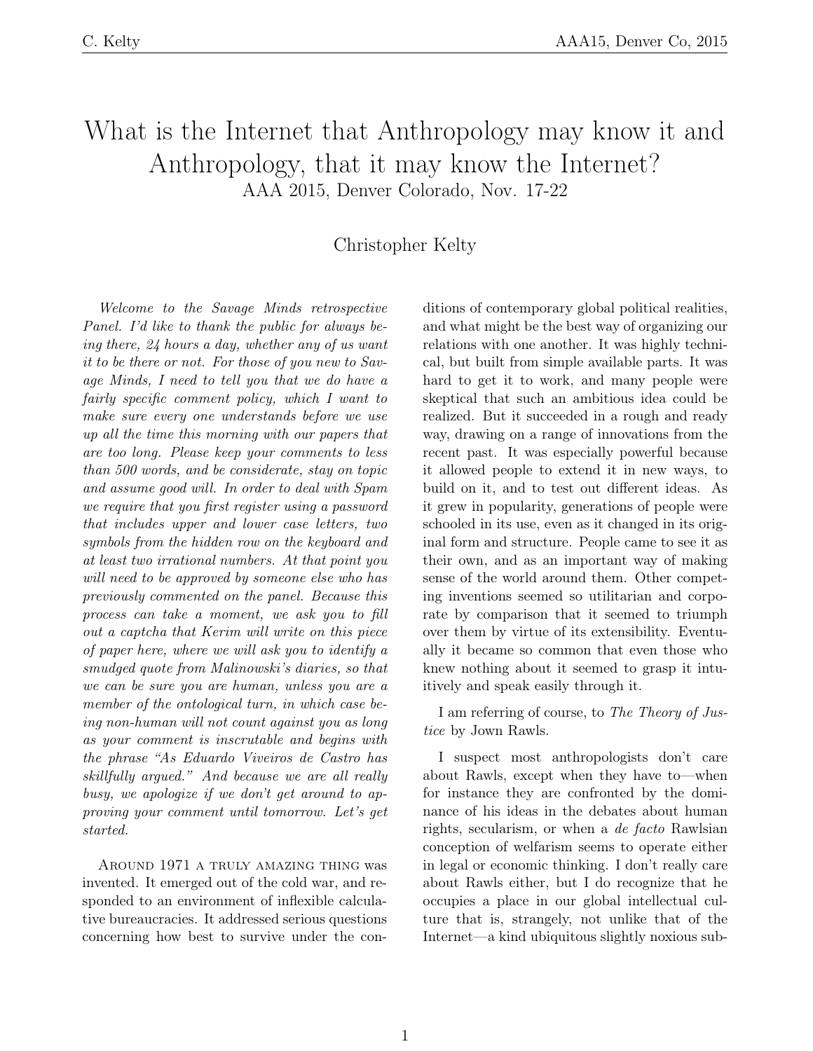# What is the Internet that Anthropology may know it and Anthropology, that it may know the Internet?

AAA 2015, Denver Colorado, Nov. 17-22

Christopher Kelty

*Welcome to the Savage Minds retrospective Panel. I'd like to thank the public for always being there, 24 hours a day, whether any of us want it to be there or not. For those of you new to Savage Minds, I need to tell you that we do have a fairly specific comment policy, which I want to make sure every one understands before we use up all the time this morning with our papers that are too long. Please keep your comments to less than 500 words, and be considerate, stay on topic and assume good will. In order to deal with Spam we require that you first register using a password that includes upper and lower case letters, two symbols from the hidden row on the keyboard and at least two irrational numbers. At that point you will need to be approved by someone else who has previously commented on the panel. Because this process can take a moment, we ask you to fill out a captcha that Kerim will write on this piece of paper here, where we will ask you to identify a smudged quote from Malinowski's diaries, so that we can be sure you are human, unless you are a member of the ontological turn, in which case being non-human will not count against you as long as your comment is inscrutable and begins with the phrase "As Eduardo Viveiros de Castro has skillfully argued." And because we are all really busy, we apologize if we don't get around to approving your comment until tomorrow. Let's get started.*

Around 1971 a truly amazing thing was invented. It emerged out of the cold war, and responded to an environment of inflexible calculative bureaucracies. It addressed serious questions concerning how best to survive under the conditions of contemporary global political realities, and what might be the best way of organizing our relations with one another. It was highly technical, but built from simple available parts. It was hard to get it to work, and many people were skeptical that such an ambitious idea could be realized. But it succeeded in a rough and ready way, drawing on a range of innovations from the recent past. It was especially powerful because it allowed people to extend it in new ways, to build on it, and to test out different ideas. As it grew in popularity, generations of people were schooled in its use, even as it changed in its original form and structure. People came to see it as their own, and as an important way of making sense of the world around them. Other competing inventions seemed so utilitarian and corporate by comparison that it seemed to triumph over them by virtue of its extensibility. Eventually it became so common that even those who knew nothing about it seemed to grasp it intuitively and speak easily through it.

I am referring of course, to *The Theory of Justice* by Jown Rawls.

I suspect most anthropologists don't care about Rawls, except when they have to—when for instance they are confronted by the dominance of his ideas in the debates about human rights, secularism, or when a *de facto* Rawlsian conception of welfarism seems to operate either in legal or economic thinking. I don't really care about Rawls either, but I do recognize that he occupies a place in our global intellectual culture that is, strangely, not unlike that of the Internet—a kind ubiquitous slightly noxious sub-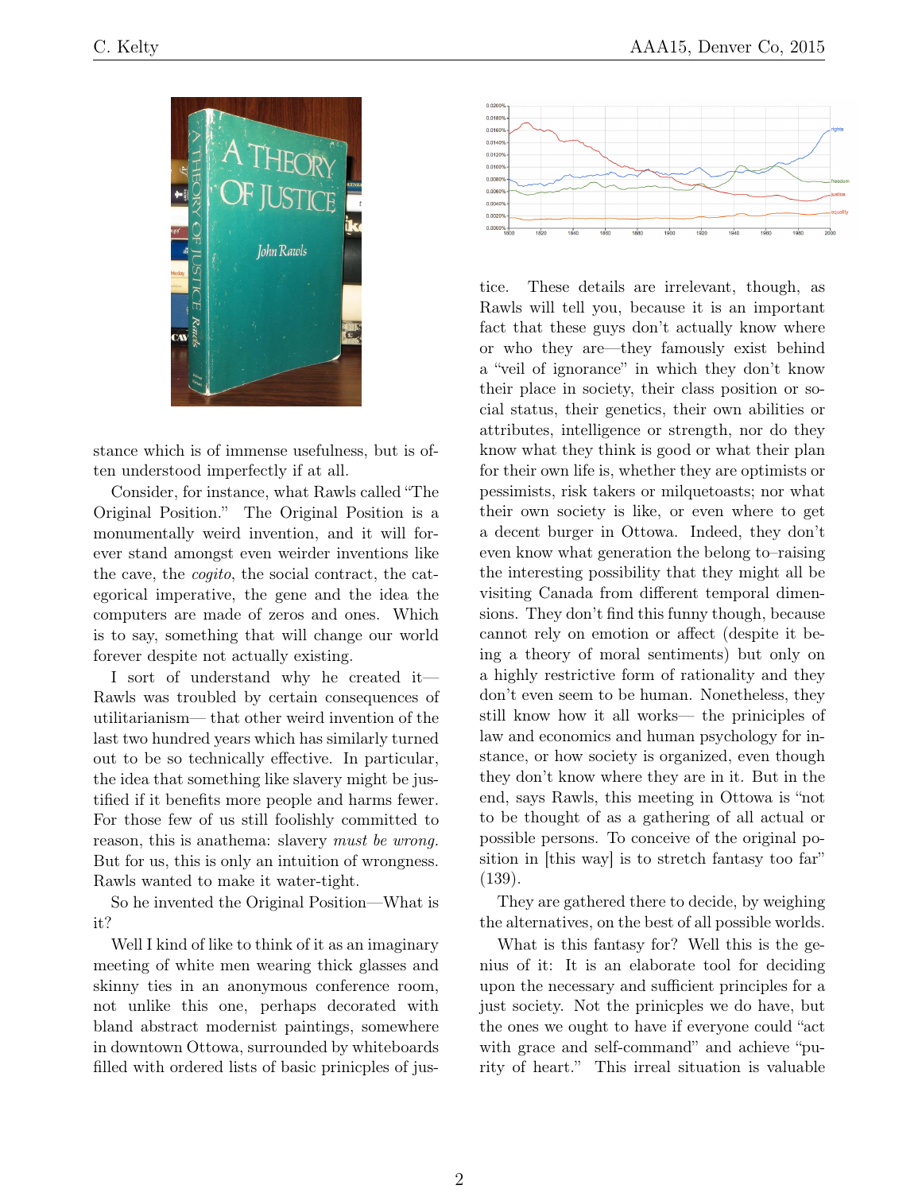stance which is of immense usefulness, but is often understood imperfectly if at all.

Consider, for instance, what Rawls called "The Original Position." The Original Position is a monumentally weird invention, and it will forever stand amongst even weirder inventions like the cave, the *cogito*, the social contract, the categorical imperative, the gene and the idea the computers are made of zeros and ones. Which is to say, something that will change our world forever despite not actually existing.

I sort of understand why he created it—Rawls was troubled by certain consequences of utilitarianism— that other weird invention of the last two hundred years which has similarly turned out to be so technically effective. In particular, the idea that something like slavery might be justified if it benefits more people and harms fewer. For those few of us still foolishly committed to reason, this is anathema: slavery *must be wrong.* But for us, this is only an intuition of wrongness. Rawls wanted to make it water-tight.

So he invented the Original Position—What is it?

Well I kind of like to think of it as an imaginary meeting of white men wearing thick glasses and skinny ties in an anonymous conference room, not unlike this one, perhaps decorated with bland abstract modernist paintings, somewhere in downtown Ottowa, surrounded by whiteboards filled with ordered lists of basic prinicples of justice. These details are irrelevant, though, as Rawls will tell you, because it is an important fact that these guys don't actually know where or who they are—they famously exist behind a "veil of ignorance" in which they don't know their place in society, their class position or social status, their genetics, their own abilities or attributes, intelligence or strength, nor do they know what they think is good or what their plan for their own life is, whether they are optimists or pessimists, risk takers or milquetoasts; nor what their own society is like, or even where to get a decent burger in Ottowa. Indeed, they don't even know what generation the belong to–raising the interesting possibility that they might all be visiting Canada from different temporal dimensions. They don't find this funny though, because cannot rely on emotion or affect (despite it being a theory of moral sentiments) but only on a highly restrictive form of rationality and they don't even seem to be human. Nonetheless, they still know how it all works— the priniciples of law and economics and human psychology for instance, or how society is organized, even though they don't know where they are in it. But in the end, says Rawls, this meeting in Ottowa is "not to be thought of as a gathering of all actual or possible persons. To conceive of the original position in [this way] is to stretch fantasy too far" (139).

They are gathered there to decide, by weighing the alternatives, on the best of all possible worlds.

What is this fantasy for? Well this is the genius of it: It is an elaborate tool for deciding upon the necessary and sufficient principles for a just society. Not the prinicples we do have, but the ones we ought to have if everyone could "act with grace and self-command" and achieve "purity of heart." This irreal situation is valuable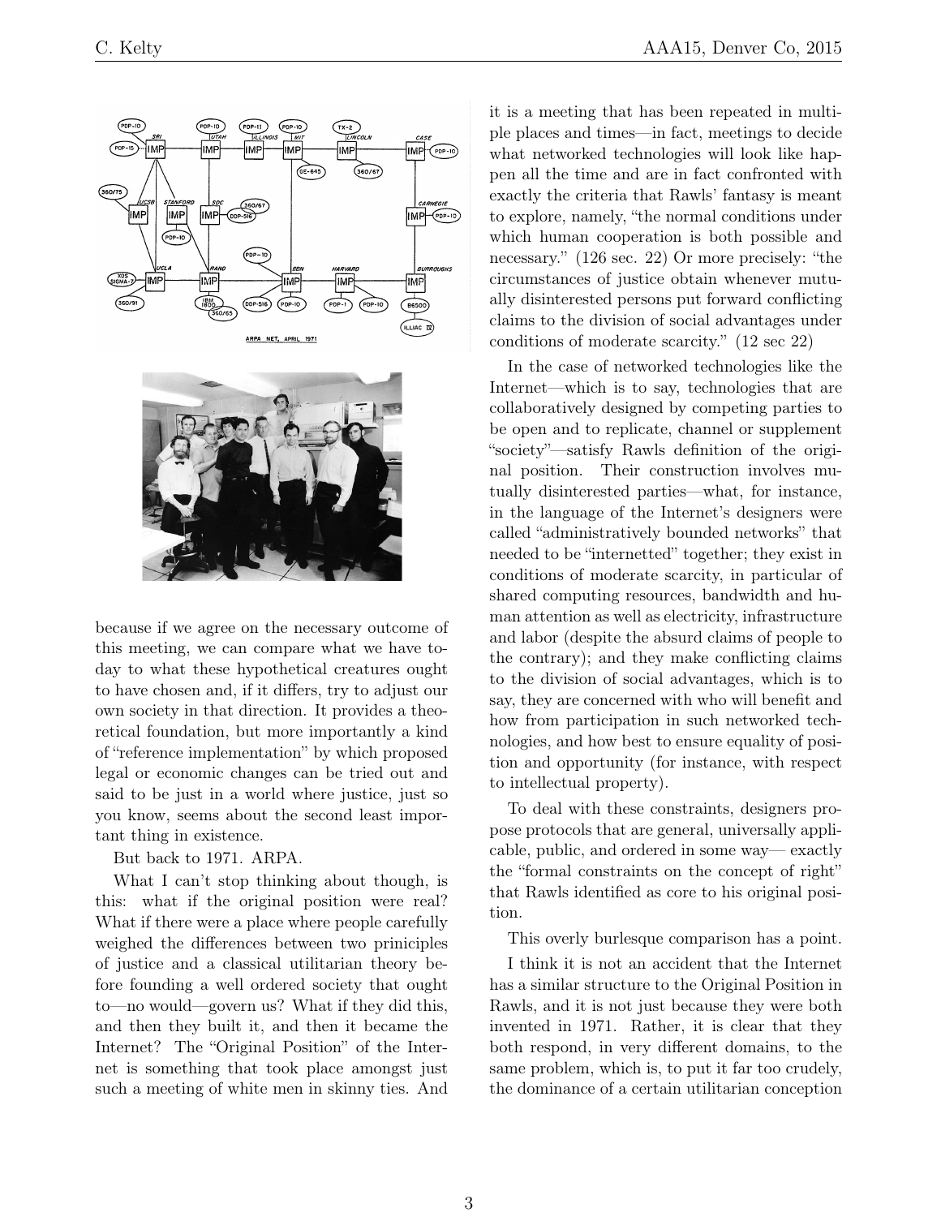because if we agree on the necessary outcome of this meeting, we can compare what we have today to what these hypothetical creatures ought to have chosen and, if it differs, try to adjust our own society in that direction. It provides a theoretical foundation, but more importantly a kind of "reference implementation" by which proposed legal or economic changes can be tried out and said to be just in a world where justice, just so you know, seems about the second least important thing in existence.

But back to 1971. ARPA.

What I can't stop thinking about though, is this: what if the original position were real? What if there were a place where people carefully weighed the differences between two priniciples of justice and a classical utilitarian theory before founding a well ordered society that ought to—no would—govern us? What if they did this, and then they built it, and then it became the Internet? The "Original Position" of the Internet is something that took place amongst just such a meeting of white men in skinny ties. And it is a meeting that has been repeated in multiple places and times—in fact, meetings to decide what networked technologies will look like happen all the time and are in fact confronted with exactly the criteria that Rawls' fantasy is meant to explore, namely, "the normal conditions under which human cooperation is both possible and necessary." (126 sec. 22) Or more precisely: "the circumstances of justice obtain whenever mutually disinterested persons put forward conflicting claims to the division of social advantages under conditions of moderate scarcity." (12 sec 22)

In the case of networked technologies like the Internet—which is to say, technologies that are collaboratively designed by competing parties to be open and to replicate, channel or supplement "society"—satisfy Rawls definition of the original position. Their construction involves mutually disinterested parties—what, for instance, in the language of the Internet's designers were called "administratively bounded networks" that needed to be "internetted" together; they exist in conditions of moderate scarcity, in particular of shared computing resources, bandwidth and human attention as well as electricity, infrastructure and labor (despite the absurd claims of people to the contrary); and they make conflicting claims to the division of social advantages, which is to say, they are concerned with who will benefit and how from participation in such networked technologies, and how best to ensure equality of position and opportunity (for instance, with respect to intellectual property).

To deal with these constraints, designers propose protocols that are general, universally applicable, public, and ordered in some way— exactly the "formal constraints on the concept of right" that Rawls identified as core to his original position.

This overly burlesque comparison has a point.

I think it is not an accident that the Internet has a similar structure to the Original Position in Rawls, and it is not just because they were both invented in 1971. Rather, it is clear that they both respond, in very different domains, to the same problem, which is, to put it far too crudely, the dominance of a certain utilitarian conception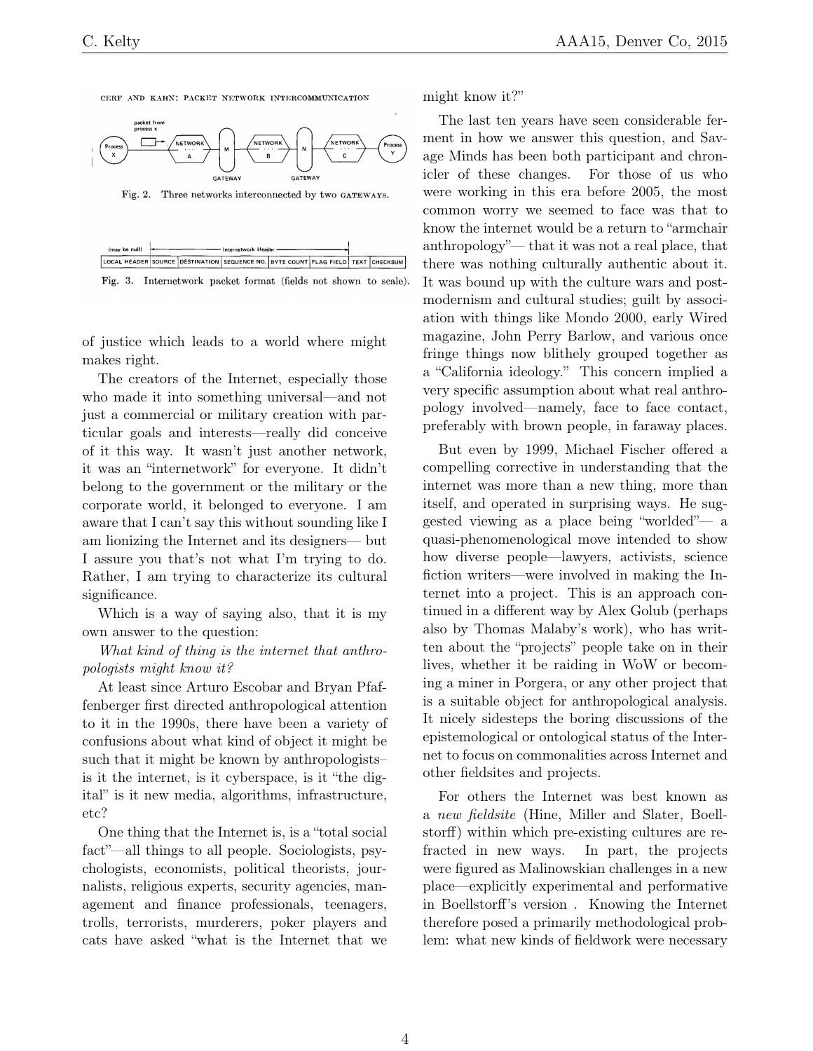CERF AND KAHN: PACKET NETWORK INTERCOMMUNICATION

Fig. 2. Three networks interconnected by two GATEWAYS.

Fig. 3. Internetwork packet format (fields not shown to scale).

of justice which leads to a world where might makes right.

The creators of the Internet, especially those who made it into something universal—and not just a commercial or military creation with particular goals and interests—really did conceive of it this way. It wasn't just another network, it was an "internetwork" for everyone. It didn't belong to the government or the military or the corporate world, it belonged to everyone. I am aware that I can't say this without sounding like I am lionizing the Internet and its designers— but I assure you that's not what I'm trying to do. Rather, I am trying to characterize its cultural significance.

Which is a way of saying also, that it is my own answer to the question:

*What kind of thing is the internet that anthropologists might know it?*

At least since Arturo Escobar and Bryan Pfaffenberger first directed anthropological attention to it in the 1990s, there have been a variety of confusions about what kind of object it might be such that it might be known by anthropologists– is it the internet, is it cyberspace, is it "the digital" is it new media, algorithms, infrastructure, etc?

One thing that the Internet is, is a "total social fact"—all things to all people. Sociologists, psychologists, economists, political theorists, journalists, religious experts, security agencies, management and finance professionals, teenagers, trolls, terrorists, murderers, poker players and cats have asked "what is the Internet that we might know it?"

The last ten years have seen considerable ferment in how we answer this question, and Savage Minds has been both participant and chronicler of these changes. For those of us who were working in this era before 2005, the most common worry we seemed to face was that to know the internet would be a return to "armchair anthropology"— that it was not a real place, that there was nothing culturally authentic about it. It was bound up with the culture wars and postmodernism and cultural studies; guilt by association with things like Mondo 2000, early Wired magazine, John Perry Barlow, and various once fringe things now blithely grouped together as a "California ideology." This concern implied a very specific assumption about what real anthropology involved—namely, face to face contact, preferably with brown people, in faraway places.

But even by 1999, Michael Fischer offered a compelling corrective in understanding that the internet was more than a new thing, more than itself, and operated in surprising ways. He suggested viewing as a place being "worlded"— a quasi-phenomenological move intended to show how diverse people—lawyers, activists, science fiction writers—were involved in making the Internet into a project. This is an approach continued in a different way by Alex Golub (perhaps also by Thomas Malaby's work), who has written about the "projects" people take on in their lives, whether it be raiding in WoW or becoming a miner in Porgera, or any other project that is a suitable object for anthropological analysis. It nicely sidesteps the boring discussions of the epistemological or ontological status of the Internet to focus on commonalities across Internet and other fieldsites and projects.

For others the Internet was best known as a *new fieldsite* (Hine, Miller and Slater, Boellstorff) within which pre-existing cultures are refracted in new ways. In part, the projects were figured as Malinowskian challenges in a new place—explicitly experimental and performative in Boellstorff's version . Knowing the Internet therefore posed a primarily methodological problem: what new kinds of fieldwork were necessary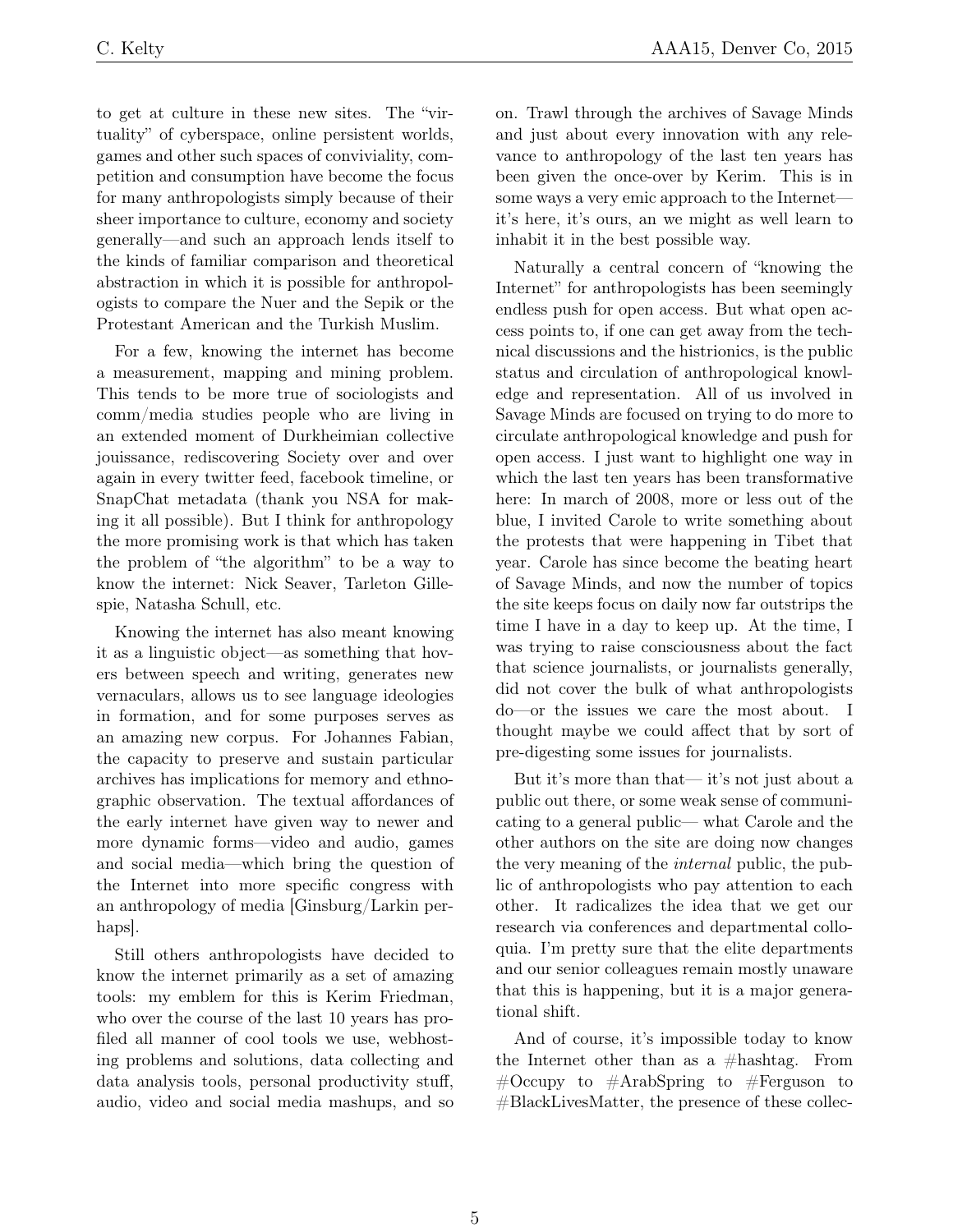to get at culture in these new sites. The "virtuality" of cyberspace, online persistent worlds, games and other such spaces of conviviality, competition and consumption have become the focus for many anthropologists simply because of their sheer importance to culture, economy and society generally—and such an approach lends itself to the kinds of familiar comparison and theoretical abstraction in which it is possible for anthropologists to compare the Nuer and the Sepik or the Protestant American and the Turkish Muslim.

For a few, knowing the internet has become a measurement, mapping and mining problem. This tends to be more true of sociologists and comm/media studies people who are living in an extended moment of Durkheimian collective jouissance, rediscovering Society over and over again in every twitter feed, facebook timeline, or SnapChat metadata (thank you NSA for making it all possible). But I think for anthropology the more promising work is that which has taken the problem of "the algorithm" to be a way to know the internet: Nick Seaver, Tarleton Gillespie, Natasha Schull, etc.

Knowing the internet has also meant knowing it as a linguistic object—as something that hovers between speech and writing, generates new vernaculars, allows us to see language ideologies in formation, and for some purposes serves as an amazing new corpus. For Johannes Fabian, the capacity to preserve and sustain particular archives has implications for memory and ethnographic observation. The textual affordances of the early internet have given way to newer and more dynamic forms—video and audio, games and social media—which bring the question of the Internet into more specific congress with an anthropology of media [Ginsburg/Larkin perhaps].

Still others anthropologists have decided to know the internet primarily as a set of amazing tools: my emblem for this is Kerim Friedman, who over the course of the last 10 years has profiled all manner of cool tools we use, webhosting problems and solutions, data collecting and data analysis tools, personal productivity stuff, audio, video and social media mashups, and so on. Trawl through the archives of Savage Minds and just about every innovation with any relevance to anthropology of the last ten years has been given the once-over by Kerim. This is in some ways a very emic approach to the Internet—it's here, it's ours, an we might as well learn to inhabit it in the best possible way.

Naturally a central concern of "knowing the Internet" for anthropologists has been seemingly endless push for open access. But what open access points to, if one can get away from the technical discussions and the histrionics, is the public status and circulation of anthropological knowledge and representation. All of us involved in Savage Minds are focused on trying to do more to circulate anthropological knowledge and push for open access. I just want to highlight one way in which the last ten years has been transformative here: In march of 2008, more or less out of the blue, I invited Carole to write something about the protests that were happening in Tibet that year. Carole has since become the beating heart of Savage Minds, and now the number of topics the site keeps focus on daily now far outstrips the time I have in a day to keep up. At the time, I was trying to raise consciousness about the fact that science journalists, or journalists generally, did not cover the bulk of what anthropologists do—or the issues we care the most about. I thought maybe we could affect that by sort of pre-digesting some issues for journalists.

But it's more than that— it's not just about a public out there, or some weak sense of communicating to a general public— what Carole and the other authors on the site are doing now changes the very meaning of the *internal* public, the public of anthropologists who pay attention to each other. It radicalizes the idea that we get our research via conferences and departmental colloquia. I'm pretty sure that the elite departments and our senior colleagues remain mostly unaware that this is happening, but it is a major generational shift.

And of course, it's impossible today to know the Internet other than as a #hashtag. From #Occupy to #ArabSpring to #Ferguson to #BlackLivesMatter, the presence of these collec-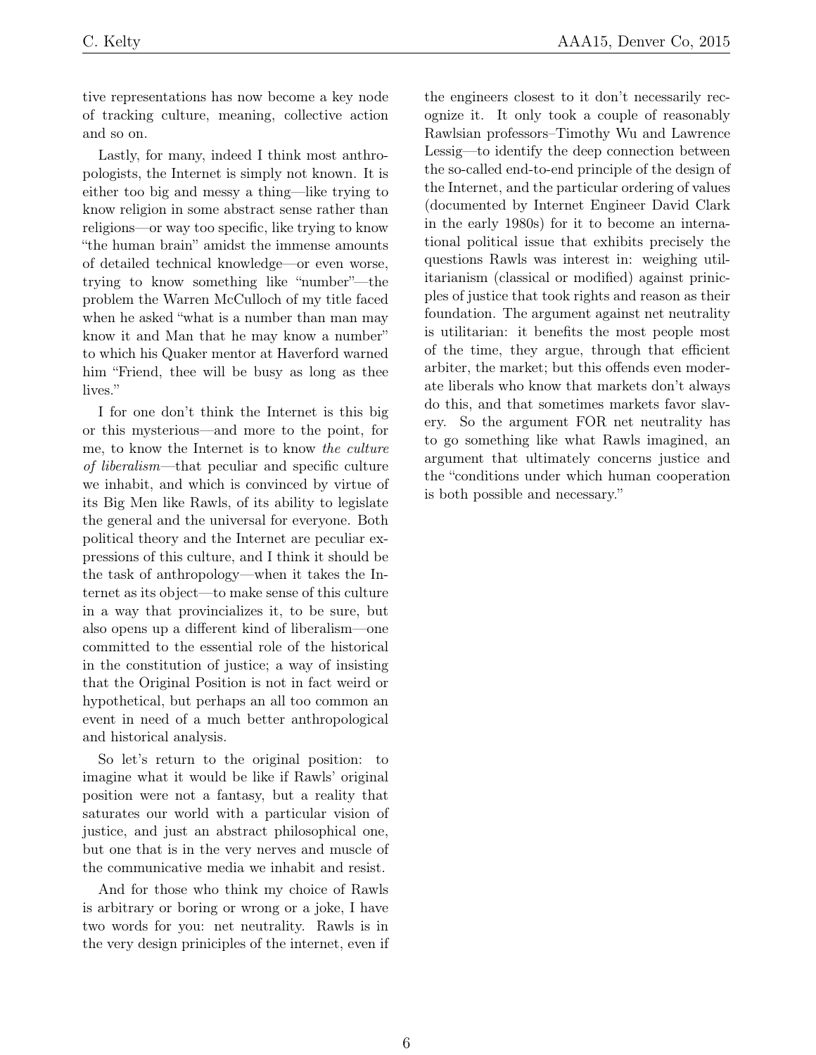tive representations has now become a key node of tracking culture, meaning, collective action and so on.

Lastly, for many, indeed I think most anthropologists, the Internet is simply not known. It is either too big and messy a thing—like trying to know religion in some abstract sense rather than religions—or way too specific, like trying to know "the human brain" amidst the immense amounts of detailed technical knowledge—or even worse, trying to know something like "number"—the problem the Warren McCulloch of my title faced when he asked "what is a number than man may know it and Man that he may know a number" to which his Quaker mentor at Haverford warned him "Friend, thee will be busy as long as thee lives."

I for one don't think the Internet is this big or this mysterious—and more to the point, for me, to know the Internet is to know *the culture of liberalism*—that peculiar and specific culture we inhabit, and which is convinced by virtue of its Big Men like Rawls, of its ability to legislate the general and the universal for everyone. Both political theory and the Internet are peculiar expressions of this culture, and I think it should be the task of anthropology—when it takes the Internet as its object—to make sense of this culture in a way that provincializes it, to be sure, but also opens up a different kind of liberalism—one committed to the essential role of the historical in the constitution of justice; a way of insisting that the Original Position is not in fact weird or hypothetical, but perhaps an all too common an event in need of a much better anthropological and historical analysis.

So let's return to the original position: to imagine what it would be like if Rawls' original position were not a fantasy, but a reality that saturates our world with a particular vision of justice, and just an abstract philosophical one, but one that is in the very nerves and muscle of the communicative media we inhabit and resist.

And for those who think my choice of Rawls is arbitrary or boring or wrong or a joke, I have two words for you: net neutrality. Rawls is in the very design priniciples of the internet, even if the engineers closest to it don't necessarily recognize it. It only took a couple of reasonably Rawlsian professors–Timothy Wu and Lawrence Lessig—to identify the deep connection between the so-called end-to-end principle of the design of the Internet, and the particular ordering of values (documented by Internet Engineer David Clark in the early 1980s) for it to become an international political issue that exhibits precisely the questions Rawls was interest in: weighing utilitarianism (classical or modified) against principles of justice that took rights and reason as their foundation. The argument against net neutrality is utilitarian: it benefits the most people most of the time, they argue, through that efficient arbiter, the market; but this offends even moderate liberals who know that markets don't always do this, and that sometimes markets favor slavery. So the argument FOR net neutrality has to go something like what Rawls imagined, an argument that ultimately concerns justice and the "conditions under which human cooperation is both possible and necessary."